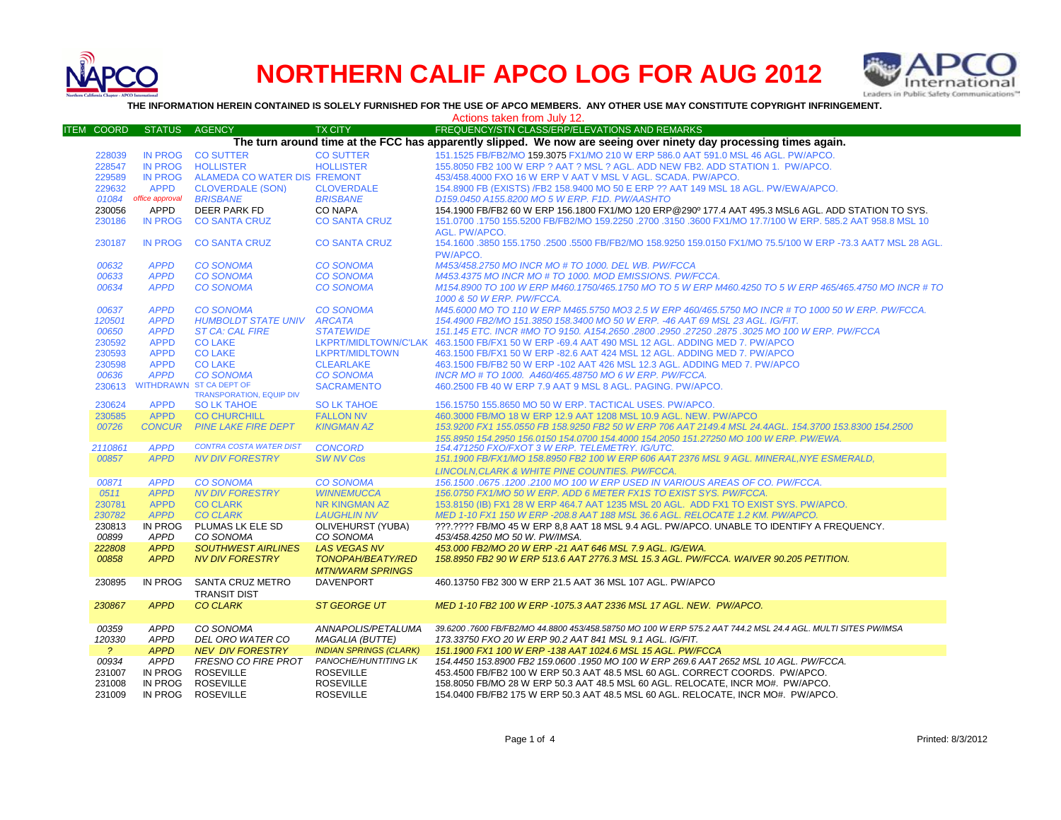# NORTHERN CALIF APCO LOG FOR AUG 2012

**THE INFORMATION HEREIN CONTAINED IS SOLELY FURNISHED FOR THE USE OF APCO MEMBERS. ANY OTHER USE MAY CONSTITUTE COPYRIGHT INFRINGEMENT.**

Actions taken from July 12.

| ITEM | COORD | STATUS | AGENCY | TX CITY | FREQUENCY/STN CLASS/ERP/ELEVATIONS AND REMARKS |
|---|---|---|---|---|---|
| | | | | | **The turn around time at the FCC has apparently slipped. We now are seeing over ninety day processing times again.** |
| | 228039 | IN PROG | CO SUTTER | CO SUTTER | 151.1525 FB/FB2/MO 159.3075 FX1/MO 210 W ERP 586.0 AAT 591.0 MSL 46 AGL. PW/APCO. |
| | 228547 | IN PROG | HOLLISTER | HOLLISTER | 155.8050 FB2 100 W ERP ? AAT ? MSL ? AGL. ADD NEW FB2. ADD STATION 1. PW/APCO. |
| | 229589 | IN PROG | ALAMEDA CO WATER DIS | FREMONT | 453/458.4000 FXO 16 W ERP V AAT V MSL V AGL. SCADA. PW/APCO. |
| | 229632 | APPD | CLOVERDALE (SON) | CLOVERDALE | 154.8900 FB (EXISTS) /FB2 158.9400 MO 50 E ERP ?? AAT 149 MSL 18 AGL. PW/EWA/APCO. |
| | 01084 | office approval | BRISBANE | BRISBANE | D159.0450 A155.8200 MO 5 W ERP. F1D. PW/AASHTO |
| | 230056 | APPD | DEER PARK FD | CO NAPA | 154.1900 FB/FB2 60 W ERP 156.1800 FX1/MO 120 ERP@290º 177.4 AAT 495.3 MSL6 AGL. ADD STATION TO SYS. |
| | 230186 | IN PROG | CO SANTA CRUZ | CO SANTA CRUZ | 151.0700 .1750 155.5200 FB/FB2/MO 159.2250 .2700 .3150 .3600 FX1/MO 17.7/100 W ERP. 585.2 AAT 958.8 MSL 10 AGL. PW/APCO. |
| | 230187 | IN PROG | CO SANTA CRUZ | CO SANTA CRUZ | 154.1600 .3850 155.1750 .2500 .5500 FB/FB2/MO 158.9250 159.0150 FX1/MO 75.5/100 W ERP -73.3 AAT7 MSL 28 AGL. PW/APCO. |
| | 00632 | APPD | CO SONOMA | CO SONOMA | M453/458.2750 MO INCR MO # TO 1000. DEL WB. PW/FCCA |
| | 00633 | APPD | CO SONOMA | CO SONOMA | M453.4375 MO INCR MO # TO 1000. MOD EMISSIONS. PW/FCCA. |
| | 00634 | APPD | CO SONOMA | CO SONOMA | M154.8900 TO 100 W ERP M460.1750/465.1750 MO TO 5 W ERP M460.4250 TO 5 W ERP 465/465.4750 MO INCR # TO 1000 & 50 W ERP. PW/FCCA. |
| | 00637 | APPD | CO SONOMA | CO SONOMA | M45.6000 MO TO 110 W ERP M465.5750 MO3 2.5 W ERP 460/465.5750 MO INCR # TO 1000 50 W ERP. PW/FCCA. |
| | 120501 | APPD | HUMBOLDT STATE UNIV | ARCATA | 154.4900 FB2/MO 151.3850 158.3400 MO 50 W ERP. -46 AAT 69 MSL 23 AGL. IG/FIT. |
| | 00650 | APPD | ST CA: CAL FIRE | STATEWIDE | 151.145 ETC. INCR #MO TO 9150. A154.2650 .2800 .2950 .27250 .2875 .3025 MO 100 W ERP. PW/FCCA |
| | 230592 | APPD | CO LAKE | LKPRT/MIDLTOWN/C'LAK | 463.1500 FB/FX1 50 W ERP -69.4 AAT 490 MSL 12 AGL. ADDING MED 7. PW/APCO |
| | 230593 | APPD | CO LAKE | LKPRT/MIDLTOWN | 463.1500 FB/FX1 50 W ERP -82.6 AAT 424 MSL 12 AGL. ADDING MED 7. PW/APCO |
| | 230598 | APPD | CO LAKE | CLEARLAKE | 463.1500 FB/FB2 50 W ERP -102 AAT 426 MSL 12.3 AGL. ADDING MED 7. PW/APCO |
| | 00636 | APPD | CO SONOMA | CO SONOMA | INCR MO # TO 1000. A460/465.48750 MO 6 W ERP. PW/FCCA. |
| | 230613 | WITHDRAWN | ST CA DEPT OF TRANSPORATION, EQUIP DIV | SACRAMENTO | 460.2500 FB 40 W ERP 7.9 AAT 9 MSL 8 AGL. PAGING. PW/APCO. |
| | 230624 | APPD | SO LK TAHOE | SO LK TAHOE | 156.15750 155.8650 MO 50 W ERP. TACTICAL USES. PW/APCO. |
| | 230585 | APPD | CO CHURCHILL | FALLON NV | 460.3000 FB/MO 18 W ERP 12.9 AAT 1208 MSL 10.9 AGL. NEW. PW/APCO |
| | 00726 | CONCUR | PINE LAKE FIRE DEPT | KINGMAN AZ | 153.9200 FX1 155.0550 FB 158.9250 FB2 50 W ERP 706 AAT 2149.4 MSL 24.4AGL. 154.3700 153.8300 154.2500 155.8950 154.2950 156.0150 154.0700 154.4000 154.2050 151.27250 MO 100 W ERP. PW/EWA. |
| | 2110861 | APPD | CONTRA COSTA WATER DIST | CONCORD | 154.471250 FXO/FXOT 3 W ERP. TELEMETRY. IG/UTC. |
| | 00857 | APPD | NV DIV FORESTRY | SW NV Cos | 151.1900 FB/FX1/MO 158.8950 FB2 100 W ERP 606 AAT 2376 MSL 9 AGL. MINERAL,NYE ESMERALD, LINCOLN,CLARK & WHITE PINE COUNTIES. PW/FCCA. |
| | 00871 | APPD | CO SONOMA | CO SONOMA | 156.1500 .0675 .1200 .2100 MO 100 W ERP USED IN VARIOUS AREAS OF CO. PW/FCCA. |
| | 0511 | APPD | NV DIV FORESTRY | WINNEMUCCA | 156.0750 FX1/MO 50 W ERP. ADD 6 METER FX1S TO EXIST SYS. PW/FCCA. |
| | 230781 | APPD | CO CLARK | NR KINGMAN AZ | 153.8150 (IB) FX1 28 W ERP 464.7 AAT 1235 MSL 20 AGL. ADD FX1 TO EXIST SYS. PW/APCO. |
| | 230782 | APPD | CO CLARK | LAUGHLIN NV | MED 1-10 FX1 150 W ERP -208.8 AAT 188 MSL 36.6 AGL. RELOCATE 1.2 KM. PW/APCO. |
| | 230813 | IN PROG | PLUMAS LK ELE SD | OLIVEHURST (YUBA) | ???.???? FB/MO 45 W ERP 8,8 AAT 18 MSL 9.4 AGL. PW/APCO. UNABLE TO IDENTIFY A FREQUENCY. |
| | 00899 | APPD | CO SONOMA | CO SONOMA | 453/458.4250 MO 50 W. PW/IMSA. |
| | 222808 | APPD | SOUTHWEST AIRLINES | LAS VEGAS NV | 453.000 FB2/MO 20 W ERP -21 AAT 646 MSL 7.9 AGL. IG/EWA. |
| | 00858 | APPD | NV DIV FORESTRY | TONOPAH/BEATY/RED MTN/WARM SPRINGS | 158.8950 FB2 90 W ERP 513.6 AAT 2776.3 MSL 15.3 AGL. PW/FCCA. WAIVER 90.205 PETITION. |
| | 230895 | IN PROG | SANTA CRUZ METRO TRANSIT DIST | DAVENPORT | 460.13750 FB2 300 W ERP 21.5 AAT 36 MSL 107 AGL. PW/APCO |
| | 230867 | APPD | CO CLARK | ST GEORGE UT | MED 1-10 FB2 100 W ERP -1075.3 AAT 2336 MSL 17 AGL. NEW. PW/APCO. |
| | 00359 | APPD | CO SONOMA | ANNAPOLIS/PETALUMA | 39.6200 .7600 FB/FB2/MO 44.8800 453/458.58750 MO 100 W ERP 575.2 AAT 744.2 MSL 24.4 AGL. MULTI SITES PW/IMSA |
| | 120330 | APPD | DEL ORO WATER CO | MAGALIA (BUTTE) | 173.33750 FXO 20 W ERP 90.2 AAT 841 MSL 9.1 AGL. IG/FIT. |
| | ? | APPD | NEV DIV FORESTRY | INDIAN SPRINGS (CLARK) | 151.1900 FX1 100 W ERP -138 AAT 1024.6 MSL 15 AGL. PW/FCCA |
| | 00934 | APPD | FRESNO CO FIRE PROT | PANOCHE/HUNTITING LK | 154.4450 153.8900 FB2 159.0600 .1950 MO 100 W ERP 269.6 AAT 2652 MSL 10 AGL. PW/FCCA. |
| | 231007 | IN PROG | ROSEVILLE | ROSEVILLE | 453.4500 FB/FB2 100 W ERP 50.3 AAT 48.5 MSL 60 AGL. CORRECT COORDS. PW/APCO. |
| | 231008 | IN PROG | ROSEVILLE | ROSEVILLE | 158.8050 FB/MO 28 W ERP 50.3 AAT 48.5 MSL 60 AGL. RELOCATE, INCR MO#. PW/APCO. |
| | 231009 | IN PROG | ROSEVILLE | ROSEVILLE | 154.0400 FB/FB2 175 W ERP 50.3 AAT 48.5 MSL 60 AGL. RELOCATE, INCR MO#. PW/APCO. |

Printed: 8/3/2012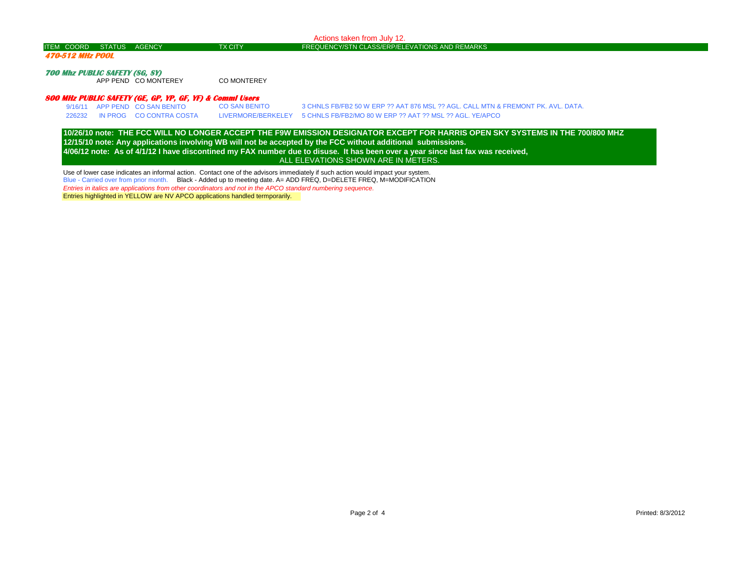Actions taken from July 12.

| ITEM | COORD | STATUS | AGENCY | TX CITY | FREQUENCY/STN CLASS/ERP/ELEVATIONS AND REMARKS |
|---|---|---|---|---|---|
| ***470-512 MHz POOL*** | | | | | |
| ***700 Mhz PUBLIC SAFETY (SG, SY)*** | | | | | |
| | | APP PEND | CO MONTEREY | CO MONTEREY | |
| ***800 MHz PUBLIC SAFETY (GE, GP, YP, GF, YF) & Comml Users*** | | | | | |
| | 9/16/11 | APP PEND | CO SAN BENITO | CO SAN BENITO | 3 CHNLS FB/FB2 50 W ERP ?? AAT 876 MSL ?? AGL. CALL MTN & FREMONT PK. AVL. DATA. |
| | 226232 | IN PROG | CO CONTRA COSTA | LIVERMORE/BERKELEY | 5 CHNLS FB/FB2/MO 80 W ERP ?? AAT ?? MSL ?? AGL. YE/APCO |

**10/26/10 note: THE FCC WILL NO LONGER ACCEPT THE F9W EMISSION DESIGNATOR EXCEPT FOR HARRIS OPEN SKY SYSTEMS IN THE 700/800 MHZ**
**12/15/10 note: Any applications involving WB will not be accepted by the FCC without additional submissions.**
**4/06/12 note: As of 4/1/12 I have discontinued my FAX number due to disuse. It has been over a year since last fax was received,**
ALL ELEVATIONS SHOWN ARE IN METERS.

Use of lower case indicates an informal action. Contact one of the advisors immediately if such action would impact your system.
Blue - Carried over from prior month. Black - Added up to meeting date. A= ADD FREQ, D=DELETE FREQ, M=MODIFICATION
*Entries in italics are applications from other coordinators and not in the APCO standard numbering sequence.*
Entries highlighted in YELLOW are NV APCO applications handled termporarily.

Printed: 8/3/2012